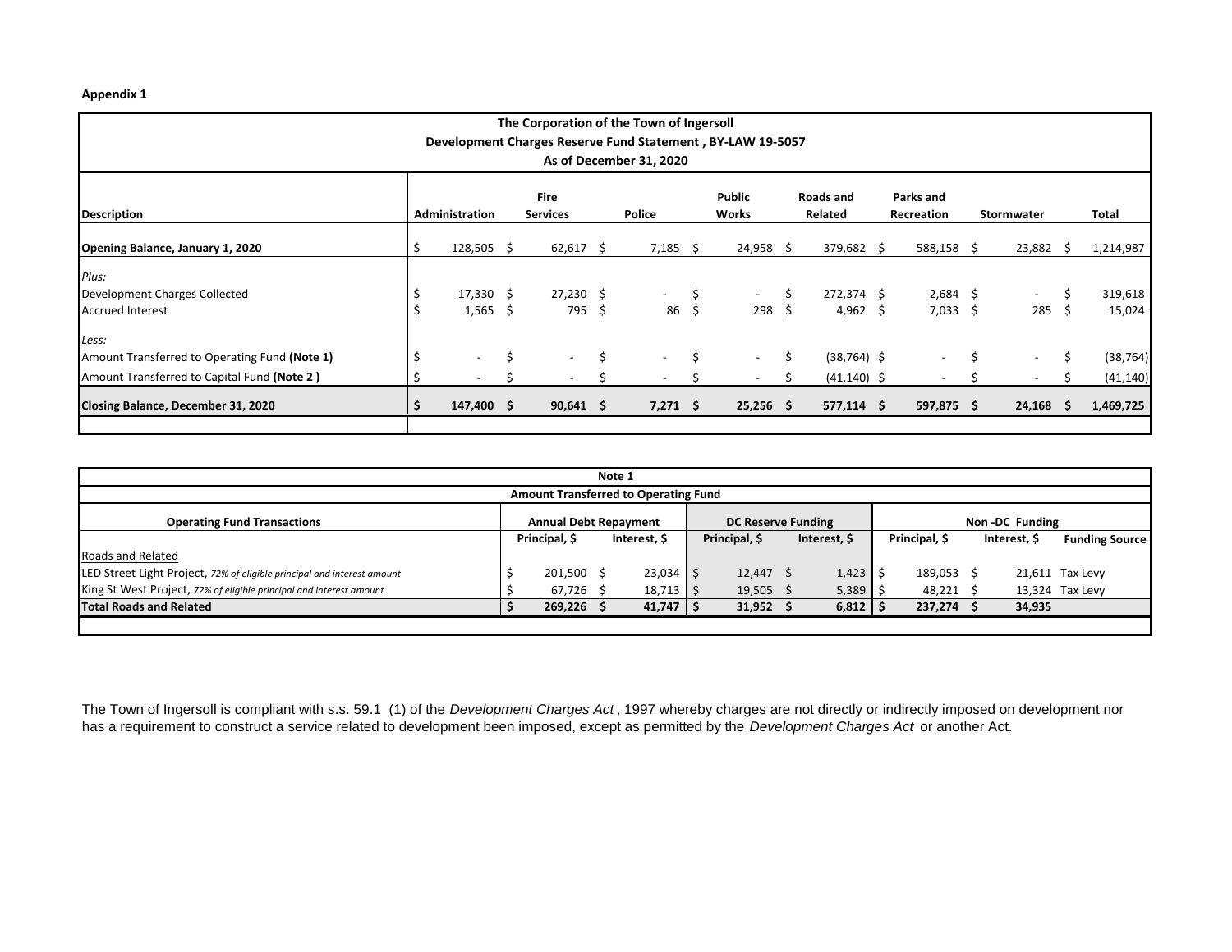**Appendix 1**

**The Corporation of the Town of Ingersoll**
**Development Charges Reserve Fund Statement , BY-LAW 19-5057**
**As of December 31, 2020**

| Description | Administration | Fire Services | Police | Public Works | Roads and Related | Parks and Recreation | Stormwater | Total |
|---|---|---|---|---|---|---|---|---|
| **Opening Balance, January 1, 2020** | $ 128,505 | $ 62,617 | $ 7,185 | $ 24,958 | $ 379,682 | $ 588,158 | $ 23,882 | $ 1,214,987 |
| *Plus:* | | | | | | | | |
| Development Charges Collected | $ 17,330 | $ 27,230 | $ - | $ - | $ 272,374 | $ 2,684 | $ - | $ 319,618 |
| Accrued Interest | $ 1,565 | $ 795 | $ 86 | $ 298 | $ 4,962 | $ 7,033 | $ 285 | $ 15,024 |
| *Less:* | | | | | | | | |
| Amount Transferred to Operating Fund **(Note 1)** | $ - | $ - | $ - | $ - | $ (38,764) | $ - | $ - | $ (38,764) |
| Amount Transferred to Capital Fund **(Note 2 )** | $ - | $ - | $ - | $ - | $ (41,140) | $ - | $ - | $ (41,140) |
| **Closing Balance, December 31, 2020** | **$ 147,400** | **$ 90,641** | **$ 7,271** | **$ 25,256** | **$ 577,114** | **$ 597,875** | **$ 24,168** | **$ 1,469,725** |

**Note 1**
**Amount Transferred to Operating Fund**

| Operating Fund Transactions | Annual Debt Repayment | | DC Reserve Funding | | Non -DC Funding | | |
|---|---|---|---|---|---|---|---|
| | Principal, $ | Interest, $ | Principal, $ | Interest, $ | Principal, $ | Interest, $ | Funding Source |
| Roads and Related | | | | | | | |
| LED Street Light Project, *72% of eligible principal and interest amount* | $ 201,500 | $ 23,034 | $ 12,447 | $ 1,423 | $ 189,053 | $ 21,611 | Tax Levy |
| King St West Project, *72% of eligible principal and interest amount* | $ 67,726 | $ 18,713 | $ 19,505 | $ 5,389 | $ 48,221 | $ 13,324 | Tax Levy |
| **Total Roads and Related** | **$ 269,226** | **$ 41,747** | **$ 31,952** | **$ 6,812** | **$ 237,274** | **$ 34,935** | |

The Town of Ingersoll is compliant with s.s. 59.1 (1) of the *Development Charges Act* , 1997 whereby charges are not directly or indirectly imposed on development nor has a requirement to construct a service related to development been imposed, except as permitted by the *Development Charges Act* or another Act.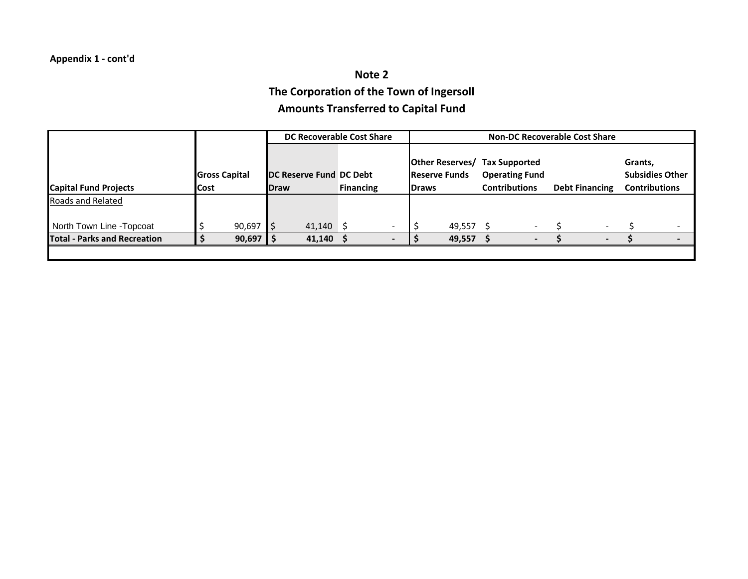Appendix 1 - cont'd

## Note 2

## The Corporation of the Town of Ingersoll

## Amounts Transferred to Capital Fund

| Capital Fund Projects | Gross Capital Cost | DC Recoverable Cost Share | | Non-DC Recoverable Cost Share | | | |
|---|---|---|---|---|---|---|---|
| | | DC Reserve Fund Draw | DC Debt Financing | Other Reserves/ Reserve Funds Draws | Tax Supported Operating Fund Contributions | Debt Financing | Grants, Subsidies Other Contributions |
| Roads and Related | | | | | | | |
| North Town Line -Topcoat | $ 90,697 | $ 41,140 | $ - | $ 49,557 | $ - | $ - | $ - |
| **Total - Parks and Recreation** | **$ 90,697** | **$ 41,140** | **$ -** | **$ 49,557** | **$ -** | **$ -** | **$ -** |